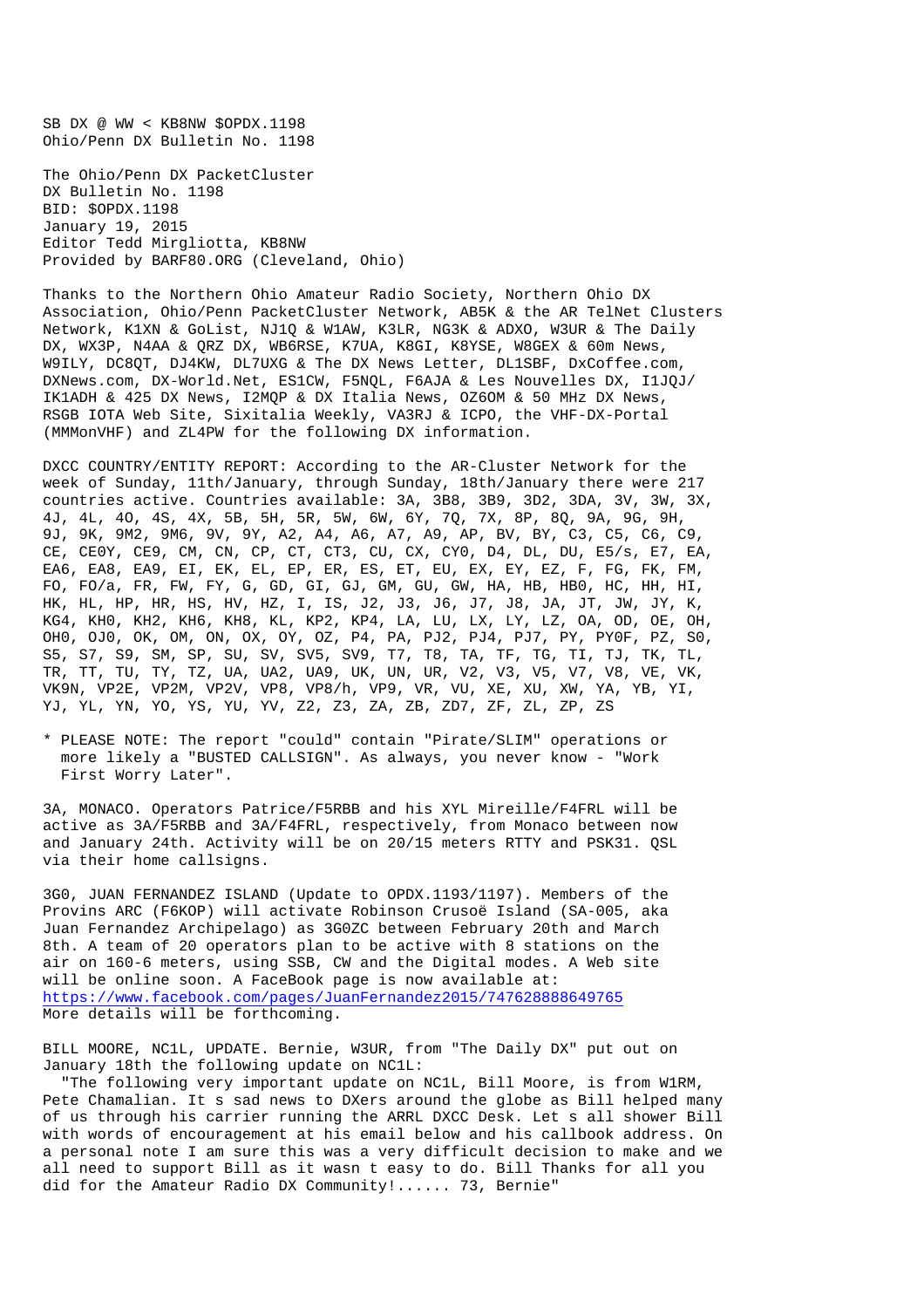SB DX @ WW < KB8NW $OPDX.1198
Ohio/Penn DX Bulletin No. 1198

The Ohio/Penn DX PacketCluster
DX Bulletin No. 1198
BID: $OPDX.1198
January 19, 2015
Editor Tedd Mirgliotta, KB8NW
Provided by BARF80.ORG (Cleveland, Ohio)

Thanks to the Northern Ohio Amateur Radio Society, Northern Ohio DX Association, Ohio/Penn PacketCluster Network, AB5K & the AR TelNet Clusters Network, K1XN & GoList, NJ1Q & W1AW, K3LR, NG3K & ADXO, W3UR & The Daily DX, WX3P, N4AA & QRZ DX, WB6RSE, K7UA, K8GI, K8YSE, W8GEX & 60m News, W9ILY, DC8QT, DJ4KW, DL7UXG & The DX News Letter, DL1SBF, DxCoffee.com, DXNews.com, DX-World.Net, ES1CW, F5NQL, F6AJA & Les Nouvelles DX, I1JQJ/IK1ADH & 425 DX News, I2MQP & DX Italia News, OZ6OM & 50 MHz DX News, RSGB IOTA Web Site, Sixitalia Weekly, VA3RJ & ICPO, the VHF-DX-Portal (MMMonVHF) and ZL4PW for the following DX information.

DXCC COUNTRY/ENTITY REPORT: According to the AR-Cluster Network for the week of Sunday, 11th/January, through Sunday, 18th/January there were 217 countries active. Countries available: 3A, 3B8, 3B9, 3D2, 3DA, 3V, 3W, 3X, 4J, 4L, 4O, 4S, 4X, 5B, 5H, 5R, 5W, 6W, 6Y, 7Q, 7X, 8P, 8Q, 9A, 9G, 9H, 9J, 9K, 9M2, 9M6, 9V, 9Y, A2, A4, A6, A7, A9, AP, BV, BY, C3, C5, C6, C9, CE, CE0Y, CE9, CM, CN, CP, CT, CT3, CU, CX, CY0, D4, DL, DU, E5/s, E7, EA, EA6, EA8, EA9, EI, EK, EL, EP, ER, ES, ET, EU, EX, EY, EZ, F, FG, FK, FM, FO, FO/a, FR, FW, FY, G, GD, GI, GJ, GM, GU, GW, HA, HB, HB0, HC, HH, HI, HK, HL, HP, HR, HS, HV, HZ, I, IS, J2, J3, J6, J7, J8, JA, JT, JW, JY, K, KG4, KH0, KH2, KH6, KH8, KL, KP2, KP4, LA, LU, LX, LY, LZ, OA, OD, OE, OH, OH0, OJ0, OK, OM, ON, OX, OY, OZ, P4, PA, PJ2, PJ4, PJ7, PY, PY0F, PZ, S0, S5, S7, S9, SM, SP, SU, SV, SV5, SV9, T7, T8, TA, TF, TG, TI, TJ, TK, TL, TR, TT, TU, TY, TZ, UA, UA2, UA9, UK, UN, UR, V2, V3, V5, V7, V8, VE, VK, VK9N, VP2E, VP2M, VP2V, VP8, VP8/h, VP9, VR, VU, XE, XU, XW, YA, YB, YI, YJ, YL, YN, YO, YS, YU, YV, Z2, Z3, ZA, ZB, ZD7, ZF, ZL, ZP, ZS

* PLEASE NOTE: The report "could" contain "Pirate/SLIM" operations or more likely a "BUSTED CALLSIGN". As always, you never know - "Work First Worry Later".

3A, MONACO. Operators Patrice/F5RBB and his XYL Mireille/F4FRL will be active as 3A/F5RBB and 3A/F4FRL, respectively, from Monaco between now and January 24th. Activity will be on 20/15 meters RTTY and PSK31. QSL via their home callsigns.

3G0, JUAN FERNANDEZ ISLAND (Update to OPDX.1193/1197). Members of the Provins ARC (F6KOP) will activate Robinson Crusoë Island (SA-005, aka Juan Fernandez Archipelago) as 3G0ZC between February 20th and March 8th. A team of 20 operators plan to be active with 8 stations on the air on 160-6 meters, using SSB, CW and the Digital modes. A Web site will be online soon. A FaceBook page is now available at:
https://www.facebook.com/pages/JuanFernandez2015/747628888649765
More details will be forthcoming.

BILL MOORE, NC1L, UPDATE. Bernie, W3UR, from "The Daily DX" put out on January 18th the following update on NC1L:

"The following very important update on NC1L, Bill Moore, is from W1RM, Pete Chamalian. It s sad news to DXers around the globe as Bill helped many of us through his carrier running the ARRL DXCC Desk. Let s all shower Bill with words of encouragement at his email below and his callbook address. On a personal note I am sure this was a very difficult decision to make and we all need to support Bill as it wasn t easy to do. Bill Thanks for all you did for the Amateur Radio DX Community!...... 73, Bernie"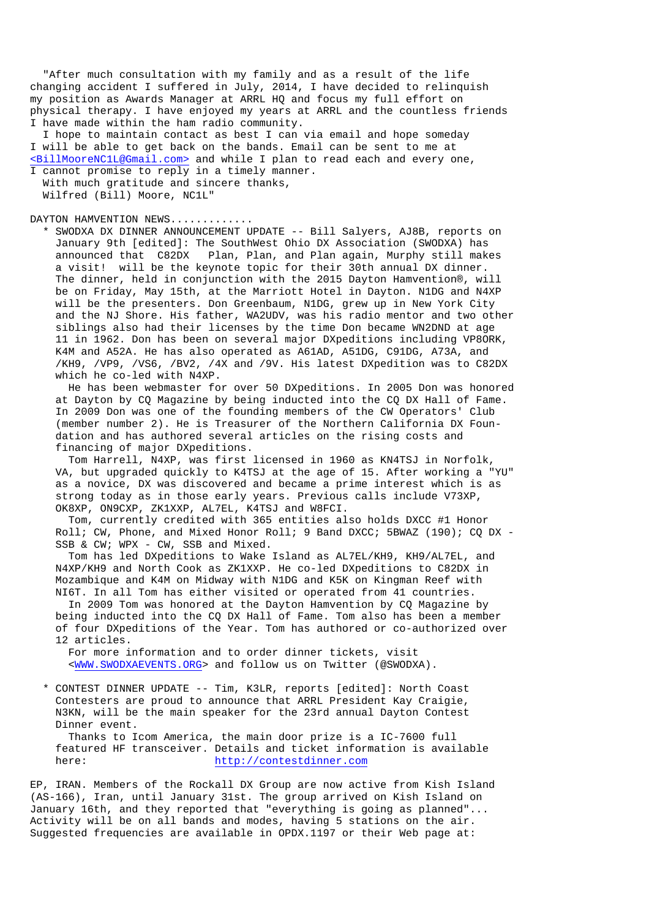"After much consultation with my family and as a result of the life changing accident I suffered in July, 2014, I have decided to relinquish my position as Awards Manager at ARRL HQ and focus my full effort on physical therapy. I have enjoyed my years at ARRL and the countless friends I have made within the ham radio community.

I hope to maintain contact as best I can via email and hope someday I will be able to get back on the bands. Email can be sent to me at <BillMooreNC1L@Gmail.com> and while I plan to read each and every one, I cannot promise to reply in a timely manner.

With much gratitude and sincere thanks,
Wilfred (Bill) Moore, NC1L"

DAYTON HAMVENTION NEWS............

* SWODXA DX DINNER ANNOUNCEMENT UPDATE -- Bill Salyers, AJ8B, reports on January 9th [edited]: The SouthWest Ohio DX Association (SWODXA) has announced that C82DX Plan, Plan, and Plan again, Murphy still makes a visit! will be the keynote topic for their 30th annual DX dinner. The dinner, held in conjunction with the 2015 Dayton Hamvention®, will be on Friday, May 15th, at the Marriott Hotel in Dayton. N1DG and N4XP will be the presenters. Don Greenbaum, N1DG, grew up in New York City and the NJ Shore. His father, WA2UDV, was his radio mentor and two other siblings also had their licenses by the time Don became WN2DND at age 11 in 1962. Don has been on several major DXpeditions including VP8ORK, K4M and A52A. He has also operated as A61AD, A51DG, C91DG, A73A, and /KH9, /VP9, /VS6, /BV2, /4X and /9V. His latest DXpedition was to C82DX which he co-led with N4XP.

  He has been webmaster for over 50 DXpeditions. In 2005 Don was honored at Dayton by CQ Magazine by being inducted into the CQ DX Hall of Fame. In 2009 Don was one of the founding members of the CW Operators' Club (member number 2). He is Treasurer of the Northern California DX Foundation and has authored several articles on the rising costs and financing of major DXpeditions.

  Tom Harrell, N4XP, was first licensed in 1960 as KN4TSJ in Norfolk, VA, but upgraded quickly to K4TSJ at the age of 15. After working a "YU" as a novice, DX was discovered and became a prime interest which is as strong today as in those early years. Previous calls include V73XP, OK8XP, ON9CXP, ZK1XXP, AL7EL, K4TSJ and W8FCI.

  Tom, currently credited with 365 entities also holds DXCC #1 Honor Roll; CW, Phone, and Mixed Honor Roll; 9 Band DXCC; 5BWAZ (190); CQ DX - SSB & CW; WPX - CW, SSB and Mixed.

  Tom has led DXpeditions to Wake Island as AL7EL/KH9, KH9/AL7EL, and N4XP/KH9 and North Cook as ZK1XXP. He co-led DXpeditions to C82DX in Mozambique and K4M on Midway with N1DG and K5K on Kingman Reef with NI6T. In all Tom has either visited or operated from 41 countries.

  In 2009 Tom was honored at the Dayton Hamvention by CQ Magazine by being inducted into the CQ DX Hall of Fame. Tom also has been a member of four DXpeditions of the Year. Tom has authored or co-authorized over 12 articles.

  For more information and to order dinner tickets, visit <WWW.SWODXAEVENTS.ORG> and follow us on Twitter (@SWODXA).

* CONTEST DINNER UPDATE -- Tim, K3LR, reports [edited]: North Coast Contesters are proud to announce that ARRL President Kay Craigie, N3KN, will be the main speaker for the 23rd annual Dayton Contest Dinner event.

  Thanks to Icom America, the main door prize is a IC-7600 full featured HF transceiver. Details and ticket information is available here: http://contestdinner.com

EP, IRAN. Members of the Rockall DX Group are now active from Kish Island (AS-166), Iran, until January 31st. The group arrived on Kish Island on January 16th, and they reported that "everything is going as planned"... Activity will be on all bands and modes, having 5 stations on the air. Suggested frequencies are available in OPDX.1197 or their Web page at: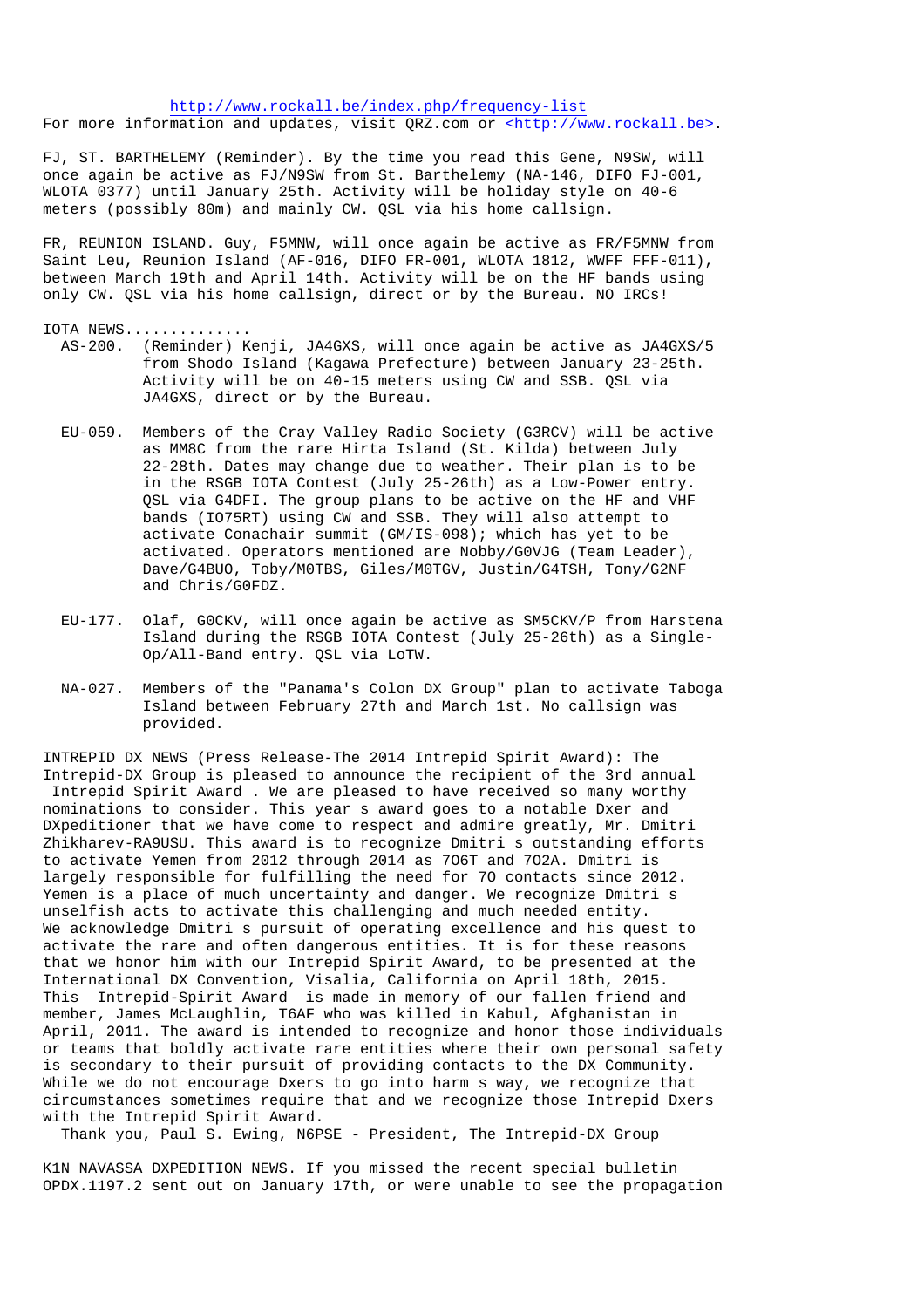http://www.rockall.be/index.php/frequency-list
For more information and updates, visit QRZ.com or <http://www.rockall.be>.

FJ, ST. BARTHELEMY (Reminder). By the time you read this Gene, N9SW, will once again be active as FJ/N9SW from St. Barthelemy (NA-146, DIFO FJ-001, WLOTA 0377) until January 25th. Activity will be holiday style on 40-6 meters (possibly 80m) and mainly CW. QSL via his home callsign.

FR, REUNION ISLAND. Guy, F5MNW, will once again be active as FR/F5MNW from Saint Leu, Reunion Island (AF-016, DIFO FR-001, WLOTA 1812, WWFF FFF-011), between March 19th and April 14th. Activity will be on the HF bands using only CW. QSL via his home callsign, direct or by the Bureau. NO IRCs!

IOTA NEWS.............

AS-200. (Reminder) Kenji, JA4GXS, will once again be active as JA4GXS/5 from Shodo Island (Kagawa Prefecture) between January 23-25th. Activity will be on 40-15 meters using CW and SSB. QSL via JA4GXS, direct or by the Bureau.

EU-059. Members of the Cray Valley Radio Society (G3RCV) will be active as MM8C from the rare Hirta Island (St. Kilda) between July 22-28th. Dates may change due to weather. Their plan is to be in the RSGB IOTA Contest (July 25-26th) as a Low-Power entry. QSL via G4DFI. The group plans to be active on the HF and VHF bands (IO75RT) using CW and SSB. They will also attempt to activate Conachair summit (GM/IS-098); which has yet to be activated. Operators mentioned are Nobby/G0VJG (Team Leader), Dave/G4BUO, Toby/M0TBS, Giles/M0TGV, Justin/G4TSH, Tony/G2NF and Chris/G0FDZ.

EU-177. Olaf, G0CKV, will once again be active as SM5CKV/P from Harstena Island during the RSGB IOTA Contest (July 25-26th) as a Single-Op/All-Band entry. QSL via LoTW.

NA-027. Members of the "Panama's Colon DX Group" plan to activate Taboga Island between February 27th and March 1st. No callsign was provided.

INTREPID DX NEWS (Press Release-The 2014 Intrepid Spirit Award): The Intrepid-DX Group is pleased to announce the recipient of the 3rd annual Intrepid Spirit Award . We are pleased to have received so many worthy nominations to consider. This year s award goes to a notable Dxer and DXpeditioner that we have come to respect and admire greatly, Mr. Dmitri Zhikharev-RA9USU. This award is to recognize Dmitri s outstanding efforts to activate Yemen from 2012 through 2014 as 7O6T and 7O2A. Dmitri is largely responsible for fulfilling the need for 7O contacts since 2012. Yemen is a place of much uncertainty and danger. We recognize Dmitri s unselfish acts to activate this challenging and much needed entity. We acknowledge Dmitri s pursuit of operating excellence and his quest to activate the rare and often dangerous entities. It is for these reasons that we honor him with our Intrepid Spirit Award, to be presented at the International DX Convention, Visalia, California on April 18th, 2015. This Intrepid-Spirit Award is made in memory of our fallen friend and member, James McLaughlin, T6AF who was killed in Kabul, Afghanistan in April, 2011. The award is intended to recognize and honor those individuals or teams that boldly activate rare entities where their own personal safety is secondary to their pursuit of providing contacts to the DX Community. While we do not encourage Dxers to go into harm s way, we recognize that circumstances sometimes require that and we recognize those Intrepid Dxers with the Intrepid Spirit Award.
Thank you, Paul S. Ewing, N6PSE - President, The Intrepid-DX Group

K1N NAVASSA DXPEDITION NEWS. If you missed the recent special bulletin OPDX.1197.2 sent out on January 17th, or were unable to see the propagation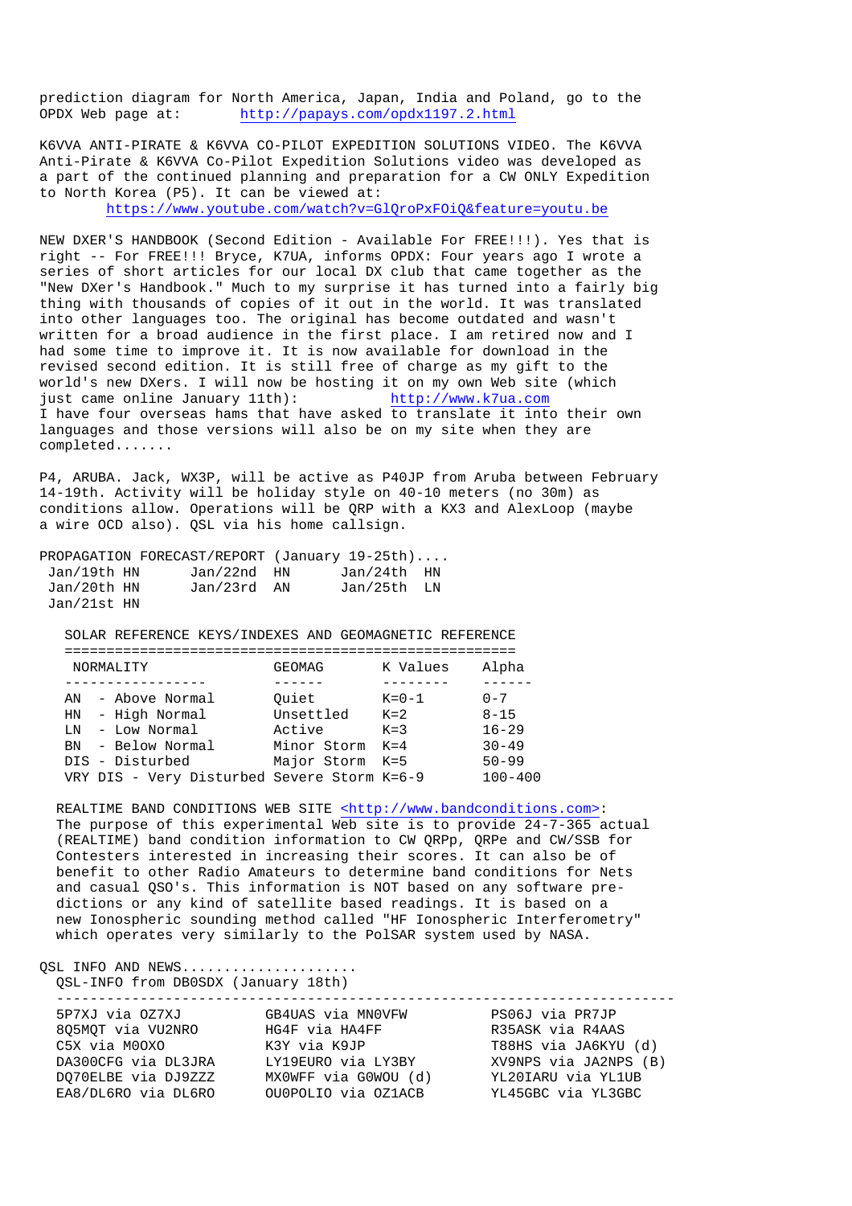prediction diagram for North America, Japan, India and Poland, go to the OPDX Web page at: http://papays.com/opdx1197.2.html

K6VVA ANTI-PIRATE & K6VVA CO-PILOT EXPEDITION SOLUTIONS VIDEO. The K6VVA Anti-Pirate & K6VVA Co-Pilot Expedition Solutions video was developed as a part of the continued planning and preparation for a CW ONLY Expedition to North Korea (P5). It can be viewed at:
https://www.youtube.com/watch?v=GlQroPxFOiQ&feature=youtu.be

NEW DXER'S HANDBOOK (Second Edition - Available For FREE!!!). Yes that is right -- For FREE!!! Bryce, K7UA, informs OPDX: Four years ago I wrote a series of short articles for our local DX club that came together as the "New DXer's Handbook." Much to my surprise it has turned into a fairly big thing with thousands of copies of it out in the world. It was translated into other languages too. The original has become outdated and wasn't written for a broad audience in the first place. I am retired now and I had some time to improve it. It is now available for download in the revised second edition. It is still free of charge as my gift to the world's new DXers. I will now be hosting it on my own Web site (which just came online January 11th): http://www.k7ua.com
I have four overseas hams that have asked to translate it into their own languages and those versions will also be on my site when they are completed.......

P4, ARUBA. Jack, WX3P, will be active as P40JP from Aruba between February 14-19th. Activity will be holiday style on 40-10 meters (no 30m) as conditions allow. Operations will be QRP with a KX3 and AlexLoop (maybe a wire OCD also). QSL via his home callsign.

PROPAGATION FORECAST/REPORT (January 19-25th)....

| | | |
|---|---|---|
| Jan/19th HN | Jan/22nd HN | Jan/24th HN |
| Jan/20th HN | Jan/23rd AN | Jan/25th LN |
| Jan/21st HN | | |

SOLAR REFERENCE KEYS/INDEXES AND GEOMAGNETIC REFERENCE

| NORMALITY | GEOMAG | K Values | Alpha |
|---|---|---|---|
| AN - Above Normal | Quiet | K=0-1 | 0-7 |
| HN - High Normal | Unsettled | K=2 | 8-15 |
| LN - Low Normal | Active | K=3 | 16-29 |
| BN - Below Normal | Minor Storm | K=4 | 30-49 |
| DIS - Disturbed | Major Storm | K=5 | 50-99 |
| VRY DIS - Very Disturbed | Severe Storm | K=6-9 | 100-400 |

REALTIME BAND CONDITIONS WEB SITE <http://www.bandconditions.com>: The purpose of this experimental Web site is to provide 24-7-365 actual (REALTIME) band condition information to CW QRPp, QRPe and CW/SSB for Contesters interested in increasing their scores. It can also be of benefit to other Radio Amateurs to determine band conditions for Nets and casual QSO's. This information is NOT based on any software predictions or any kind of satellite based readings. It is based on a new Ionospheric sounding method called "HF Ionospheric Interferometry" which operates very similarly to the PolSAR system used by NASA.

QSL INFO AND NEWS.....................
QSL-INFO from DB0SDX (January 18th)

| | | |
|---|---|---|
| 5P7XJ via OZ7XJ | GB4UAS via MN0VFW | PS06J via PR7JP |
| 8Q5MQT via VU2NRO | HG4F via HA4FF | R35ASK via R4AAS |
| C5X via M0OXO | K3Y via K9JP | T88HS via JA6KYU (d) |
| DA300CFG via DL3JRA | LY19EURO via LY3BY | XV9NPS via JA2NPS (B) |
| DQ70ELBE via DJ9ZZZ | MX0WFF via G0WOU (d) | YL20IARU via YL1UB |
| EA8/DL6RO via DL6RO | OU0POLIO via OZ1ACB | YL45GBC via YL3GBC |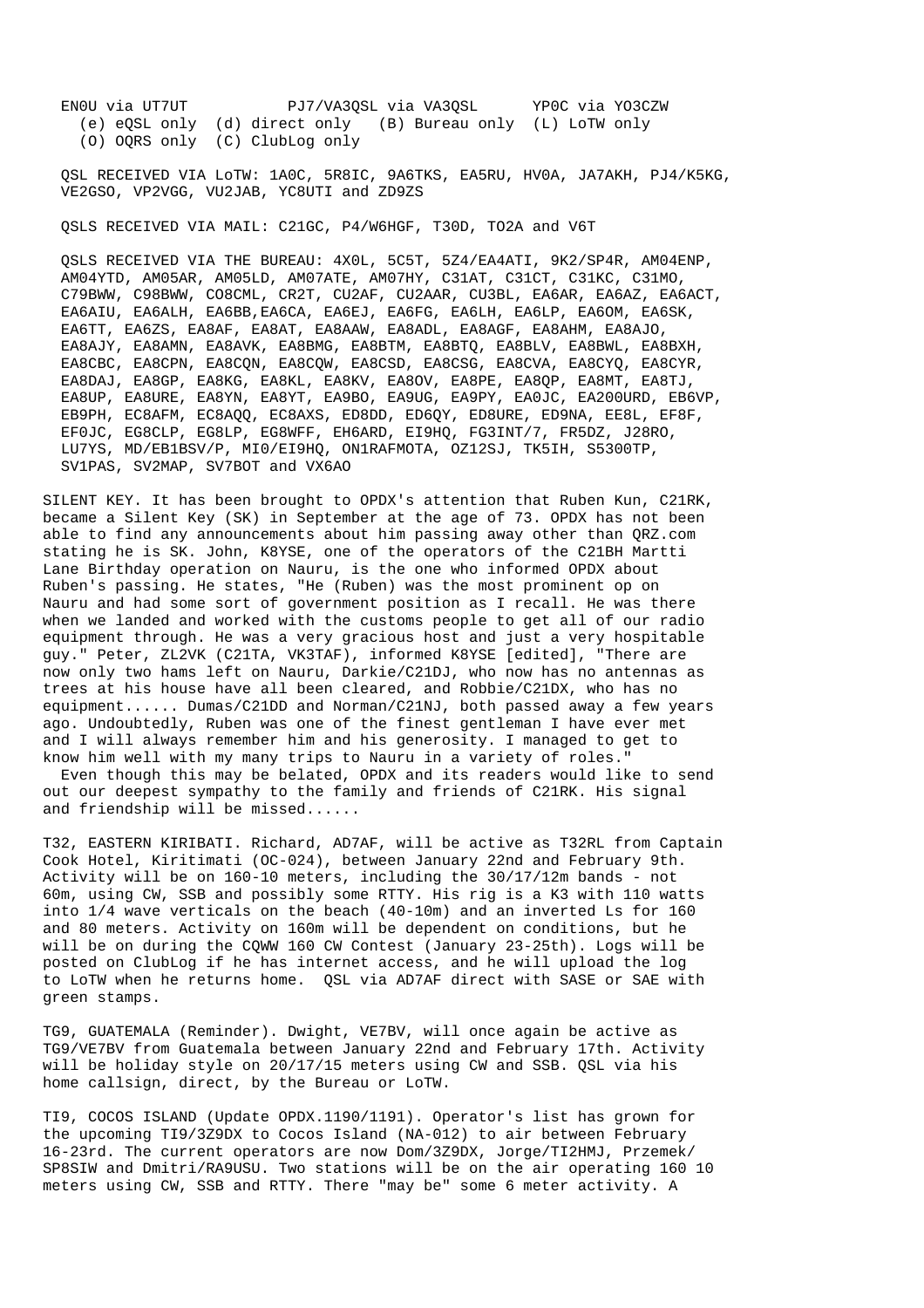EN0U via UT7UT PJ7/VA3QSL via VA3QSL YP0C via YO3CZW

(e) eQSL only (d) direct only (B) Bureau only (L) LoTW only
(O) OQRS only (C) ClubLog only

QSL RECEIVED VIA LoTW: 1A0C, 5R8IC, 9A6TKS, EA5RU, HV0A, JA7AKH, PJ4/K5KG, VE2GSO, VP2VGG, VU2JAB, YC8UTI and ZD9ZS

QSLS RECEIVED VIA MAIL: C21GC, P4/W6HGF, T30D, TO2A and V6T

QSLS RECEIVED VIA THE BUREAU: 4X0L, 5C5T, 5Z4/EA4ATI, 9K2/SP4R, AM04ENP, AM04YTD, AM05AR, AM05LD, AM07ATE, AM07HY, C31AT, C31CT, C31KC, C31MO, C79BWW, C98BWW, CO8CML, CR2T, CU2AF, CU2AAR, CU3BL, EA6AR, EA6AZ, EA6ACT, EA6AIU, EA6ALH, EA6BB,EA6CA, EA6EJ, EA6FG, EA6LH, EA6LP, EA6OM, EA6SK, EA6TT, EA6ZS, EA8AF, EA8AT, EA8AAW, EA8ADL, EA8AGF, EA8AHM, EA8AJO, EA8AJY, EA8AMN, EA8AVK, EA8BMG, EA8BTM, EA8BTQ, EA8BLV, EA8BWL, EA8BXH, EA8CBC, EA8CPN, EA8CQN, EA8CQW, EA8CSD, EA8CSG, EA8CVA, EA8CYQ, EA8CYR, EA8DAJ, EA8GP, EA8KG, EA8KL, EA8KV, EA8OV, EA8PE, EA8QP, EA8MT, EA8TJ, EA8UP, EA8URE, EA8YN, EA8YT, EA9BO, EA9UG, EA9PY, EA0JC, EA200URD, EB6VP, EB9PH, EC8AFM, EC8AQQ, EC8AXS, ED8DD, ED6QY, ED8URE, ED9NA, EE8L, EF8F, EF0JC, EG8CLP, EG8LP, EG8WFF, EH6ARD, EI9HQ, FG3INT/7, FR5DZ, J28RO, LU7YS, MD/EB1BSV/P, MI0/EI9HQ, ON1RAFMOTA, OZ12SJ, TK5IH, S5300TP, SV1PAS, SV2MAP, SV7BOT and VX6AO

SILENT KEY. It has been brought to OPDX's attention that Ruben Kun, C21RK, became a Silent Key (SK) in September at the age of 73. OPDX has not been able to find any announcements about him passing away other than QRZ.com stating he is SK. John, K8YSE, one of the operators of the C21BH Martti Lane Birthday operation on Nauru, is the one who informed OPDX about Ruben's passing. He states, "He (Ruben) was the most prominent op on Nauru and had some sort of government position as I recall. He was there when we landed and worked with the customs people to get all of our radio equipment through. He was a very gracious host and just a very hospitable guy." Peter, ZL2VK (C21TA, VK3TAF), informed K8YSE [edited], "There are now only two hams left on Nauru, Darkie/C21DJ, who now has no antennas as trees at his house have all been cleared, and Robbie/C21DX, who has no equipment...... Dumas/C21DD and Norman/C21NJ, both passed away a few years ago. Undoubtedly, Ruben was one of the finest gentleman I have ever met and I will always remember him and his generosity. I managed to get to know him well with my many trips to Nauru in a variety of roles."

Even though this may be belated, OPDX and its readers would like to send out our deepest sympathy to the family and friends of C21RK. His signal and friendship will be missed......

T32, EASTERN KIRIBATI. Richard, AD7AF, will be active as T32RL from Captain Cook Hotel, Kiritimati (OC-024), between January 22nd and February 9th. Activity will be on 160-10 meters, including the 30/17/12m bands - not 60m, using CW, SSB and possibly some RTTY. His rig is a K3 with 110 watts into 1/4 wave verticals on the beach (40-10m) and an inverted Ls for 160 and 80 meters. Activity on 160m will be dependent on conditions, but he will be on during the CQWW 160 CW Contest (January 23-25th). Logs will be posted on ClubLog if he has internet access, and he will upload the log to LoTW when he returns home. QSL via AD7AF direct with SASE or SAE with green stamps.

TG9, GUATEMALA (Reminder). Dwight, VE7BV, will once again be active as TG9/VE7BV from Guatemala between January 22nd and February 17th. Activity will be holiday style on 20/17/15 meters using CW and SSB. QSL via his home callsign, direct, by the Bureau or LoTW.

TI9, COCOS ISLAND (Update OPDX.1190/1191). Operator's list has grown for the upcoming TI9/3Z9DX to Cocos Island (NA-012) to air between February 16-23rd. The current operators are now Dom/3Z9DX, Jorge/TI2HMJ, Przemek/SP8SIW and Dmitri/RA9USU. Two stations will be on the air operating 160 10 meters using CW, SSB and RTTY. There "may be" some 6 meter activity. A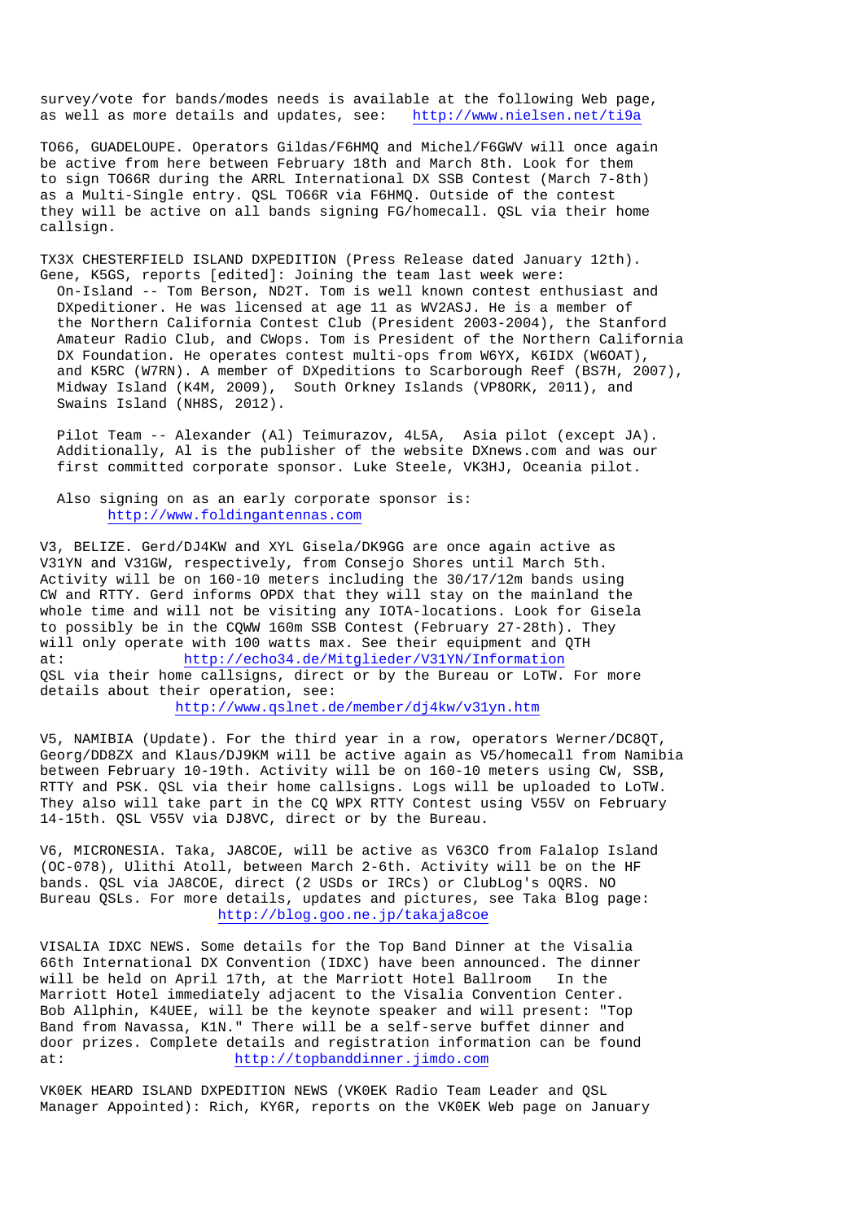survey/vote for bands/modes needs is available at the following Web page, as well as more details and updates, see: http://www.nielsen.net/ti9a

TO66, GUADELOUPE. Operators Gildas/F6HMQ and Michel/F6GWV will once again be active from here between February 18th and March 8th. Look for them to sign TO66R during the ARRL International DX SSB Contest (March 7-8th) as a Multi-Single entry. QSL TO66R via F6HMQ. Outside of the contest they will be active on all bands signing FG/homecall. QSL via their home callsign.

TX3X CHESTERFIELD ISLAND DXPEDITION (Press Release dated January 12th). Gene, K5GS, reports [edited]: Joining the team last week were:

On-Island -- Tom Berson, ND2T. Tom is well known contest enthusiast and DXpeditioner. He was licensed at age 11 as WV2ASJ. He is a member of the Northern California Contest Club (President 2003-2004), the Stanford Amateur Radio Club, and CWops. Tom is President of the Northern California DX Foundation. He operates contest multi-ops from W6YX, K6IDX (W6OAT), and K5RC (W7RN). A member of DXpeditions to Scarborough Reef (BS7H, 2007), Midway Island (K4M, 2009), South Orkney Islands (VP8ORK, 2011), and Swains Island (NH8S, 2012).

Pilot Team -- Alexander (Al) Teimurazov, 4L5A, Asia pilot (except JA). Additionally, Al is the publisher of the website DXnews.com and was our first committed corporate sponsor. Luke Steele, VK3HJ, Oceania pilot.

Also signing on as an early corporate sponsor is: http://www.foldingantennas.com

V3, BELIZE. Gerd/DJ4KW and XYL Gisela/DK9GG are once again active as V31YN and V31GW, respectively, from Consejo Shores until March 5th. Activity will be on 160-10 meters including the 30/17/12m bands using CW and RTTY. Gerd informs OPDX that they will stay on the mainland the whole time and will not be visiting any IOTA-locations. Look for Gisela to possibly be in the CQWW 160m SSB Contest (February 27-28th). They will only operate with 100 watts max. See their equipment and QTH at: http://echo34.de/Mitglieder/V31YN/Information
QSL via their home callsigns, direct or by the Bureau or LoTW. For more details about their operation, see: http://www.qslnet.de/member/dj4kw/v31yn.htm

V5, NAMIBIA (Update). For the third year in a row, operators Werner/DC8QT, Georg/DD8ZX and Klaus/DJ9KM will be active again as V5/homecall from Namibia between February 10-19th. Activity will be on 160-10 meters using CW, SSB, RTTY and PSK. QSL via their home callsigns. Logs will be uploaded to LoTW. They also will take part in the CQ WPX RTTY Contest using V55V on February 14-15th. QSL V55V via DJ8VC, direct or by the Bureau.

V6, MICRONESIA. Taka, JA8COE, will be active as V63CO from Falalop Island (OC-078), Ulithi Atoll, between March 2-6th. Activity will be on the HF bands. QSL via JA8COE, direct (2 USDs or IRCs) or ClubLog's OQRS. NO Bureau QSLs. For more details, updates and pictures, see Taka Blog page: http://blog.goo.ne.jp/takaja8coe

VISALIA IDXC NEWS. Some details for the Top Band Dinner at the Visalia 66th International DX Convention (IDXC) have been announced. The dinner will be held on April 17th, at the Marriott Hotel Ballroom In the Marriott Hotel immediately adjacent to the Visalia Convention Center. Bob Allphin, K4UEE, will be the keynote speaker and will present: "Top Band from Navassa, K1N." There will be a self-serve buffet dinner and door prizes. Complete details and registration information can be found at: http://topbanddinner.jimdo.com

VK0EK HEARD ISLAND DXPEDITION NEWS (VK0EK Radio Team Leader and QSL Manager Appointed): Rich, KY6R, reports on the VK0EK Web page on January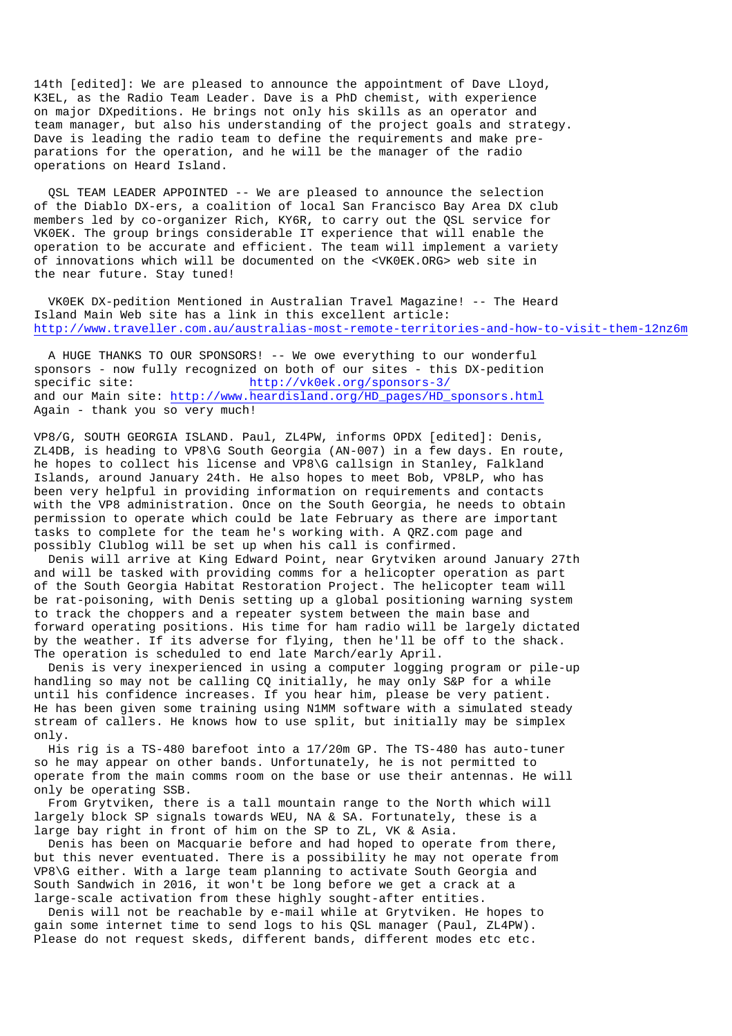14th [edited]: We are pleased to announce the appointment of Dave Lloyd, K3EL, as the Radio Team Leader. Dave is a PhD chemist, with experience on major DXpeditions. He brings not only his skills as an operator and team manager, but also his understanding of the project goals and strategy. Dave is leading the radio team to define the requirements and make preparations for the operation, and he will be the manager of the radio operations on Heard Island.

QSL TEAM LEADER APPOINTED -- We are pleased to announce the selection of the Diablo DX-ers, a coalition of local San Francisco Bay Area DX club members led by co-organizer Rich, KY6R, to carry out the QSL service for VK0EK. The group brings considerable IT experience that will enable the operation to be accurate and efficient. The team will implement a variety of innovations which will be documented on the <VK0EK.ORG> web site in the near future. Stay tuned!

VK0EK DX-pedition Mentioned in Australian Travel Magazine! -- The Heard Island Main Web site has a link in this excellent article: http://www.traveller.com.au/australias-most-remote-territories-and-how-to-visit-them-12nz6m

A HUGE THANKS TO OUR SPONSORS! -- We owe everything to our wonderful sponsors - now fully recognized on both of our sites - this DX-pedition specific site: http://vk0ek.org/sponsors-3/
and our Main site: http://www.heardisland.org/HD_pages/HD_sponsors.html
Again - thank you so very much!

VP8/G, SOUTH GEORGIA ISLAND. Paul, ZL4PW, informs OPDX [edited]: Denis, ZL4DB, is heading to VP8\G South Georgia (AN-007) in a few days. En route, he hopes to collect his license and VP8\G callsign in Stanley, Falkland Islands, around January 24th. He also hopes to meet Bob, VP8LP, who has been very helpful in providing information on requirements and contacts with the VP8 administration. Once on the South Georgia, he needs to obtain permission to operate which could be late February as there are important tasks to complete for the team he's working with. A QRZ.com page and possibly Clublog will be set up when his call is confirmed.

Denis will arrive at King Edward Point, near Grytviken around January 27th and will be tasked with providing comms for a helicopter operation as part of the South Georgia Habitat Restoration Project. The helicopter team will be rat-poisoning, with Denis setting up a global positioning warning system to track the choppers and a repeater system between the main base and forward operating positions. His time for ham radio will be largely dictated by the weather. If its adverse for flying, then he'll be off to the shack. The operation is scheduled to end late March/early April.

Denis is very inexperienced in using a computer logging program or pile-up handling so may not be calling CQ initially, he may only S&P for a while until his confidence increases. If you hear him, please be very patient. He has been given some training using N1MM software with a simulated steady stream of callers. He knows how to use split, but initially may be simplex only.

His rig is a TS-480 barefoot into a 17/20m GP. The TS-480 has auto-tuner so he may appear on other bands. Unfortunately, he is not permitted to operate from the main comms room on the base or use their antennas. He will only be operating SSB.

From Grytviken, there is a tall mountain range to the North which will largely block SP signals towards WEU, NA & SA. Fortunately, these is a large bay right in front of him on the SP to ZL, VK & Asia.

Denis has been on Macquarie before and had hoped to operate from there, but this never eventuated. There is a possibility he may not operate from VP8\G either. With a large team planning to activate South Georgia and South Sandwich in 2016, it won't be long before we get a crack at a large-scale activation from these highly sought-after entities.

Denis will not be reachable by e-mail while at Grytviken. He hopes to gain some internet time to send logs to his QSL manager (Paul, ZL4PW). Please do not request skeds, different bands, different modes etc etc.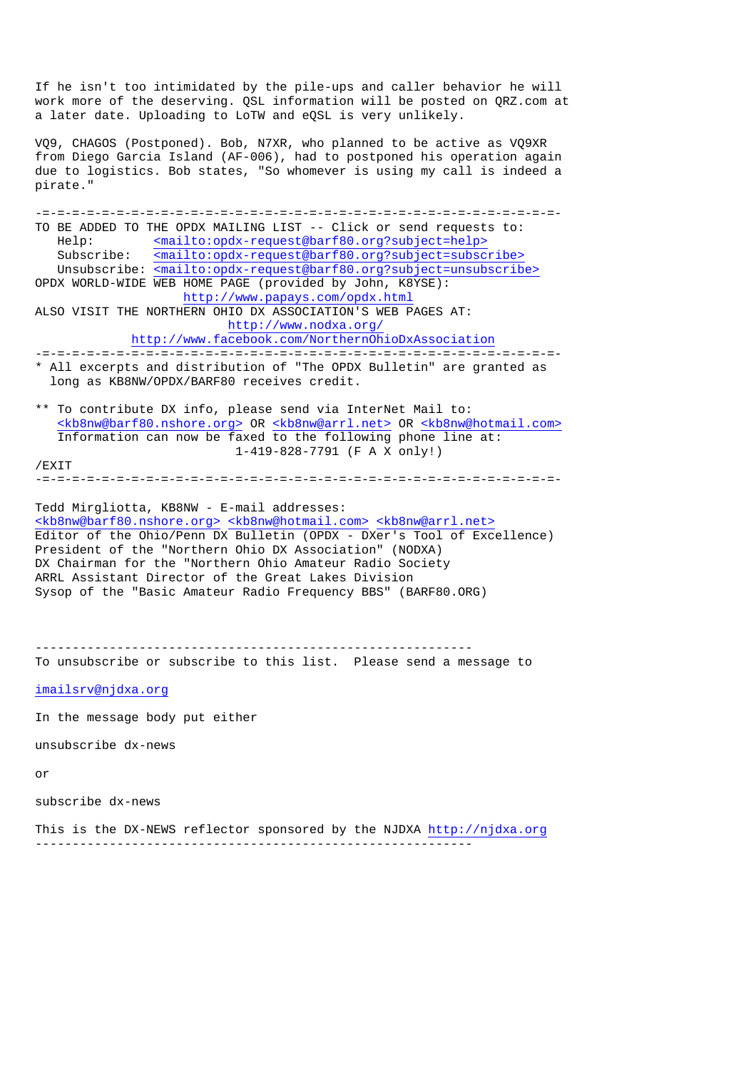If he isn't too intimidated by the pile-ups and caller behavior he will work more of the deserving. QSL information will be posted on QRZ.com at a later date. Uploading to LoTW and eQSL is very unlikely.

VQ9, CHAGOS (Postponed). Bob, N7XR, who planned to be active as VQ9XR from Diego Garcia Island (AF-006), had to postpone his operation again due to logistics. Bob states, "So whomever is using my call is indeed a pirate."

-=-=-=-=-=-=-=-=-=-=-=-=-=-=-=-=-=-=-=-=-=-=-=-=-=-=-=-=-=-=-=-=-=-=-=-=-=-=-

TO BE ADDED TO THE OPDX MAILING LIST -- Click or send requests to:
   Help:        <mailto:opdx-request@barf80.org?subject=help>
   Subscribe:   <mailto:opdx-request@barf80.org?subject=subscribe>
   Unsubscribe: <mailto:opdx-request@barf80.org?subject=unsubscribe>

OPDX WORLD-WIDE WEB HOME PAGE (provided by John, K8YSE):
http://www.papays.com/opdx.html

ALSO VISIT THE NORTHERN OHIO DX ASSOCIATION'S WEB PAGES AT:
http://www.nodxa.org/
http://www.facebook.com/NorthernOhioDxAssociation

-=-=-=-=-=-=-=-=-=-=-=-=-=-=-=-=-=-=-=-=-=-=-=-=-=-=-=-=-=-=-=-=-=-=-=-=-=-=-

* All excerpts and distribution of "The OPDX Bulletin" are granted as long as KB8NW/OPDX/BARF80 receives credit.

** To contribute DX info, please send via InterNet Mail to:
<kb8nw@barf80.nshore.org> OR <kb8nw@arrl.net> OR <kb8nw@hotmail.com>
Information can now be faxed to the following phone line at:
1-419-828-7791 (F A X only!)

/EXIT

-=-=-=-=-=-=-=-=-=-=-=-=-=-=-=-=-=-=-=-=-=-=-=-=-=-=-=-=-=-=-=-=-=-=-=-=-=-=-

Tedd Mirgliotta, KB8NW - E-mail addresses:
<kb8nw@barf80.nshore.org> <kb8nw@hotmail.com> <kb8nw@arrl.net>
Editor of the Ohio/Penn DX Bulletin (OPDX - DXer's Tool of Excellence)
President of the "Northern Ohio DX Association" (NODXA)
DX Chairman for the "Northern Ohio Amateur Radio Society
ARRL Assistant Director of the Great Lakes Division
Sysop of the "Basic Amateur Radio Frequency BBS" (BARF80.ORG)

---

To unsubscribe or subscribe to this list. Please send a message to

imailsrv@njdxa.org

In the message body put either

unsubscribe dx-news

or

subscribe dx-news

This is the DX-NEWS reflector sponsored by the NJDXA http://njdxa.org

---